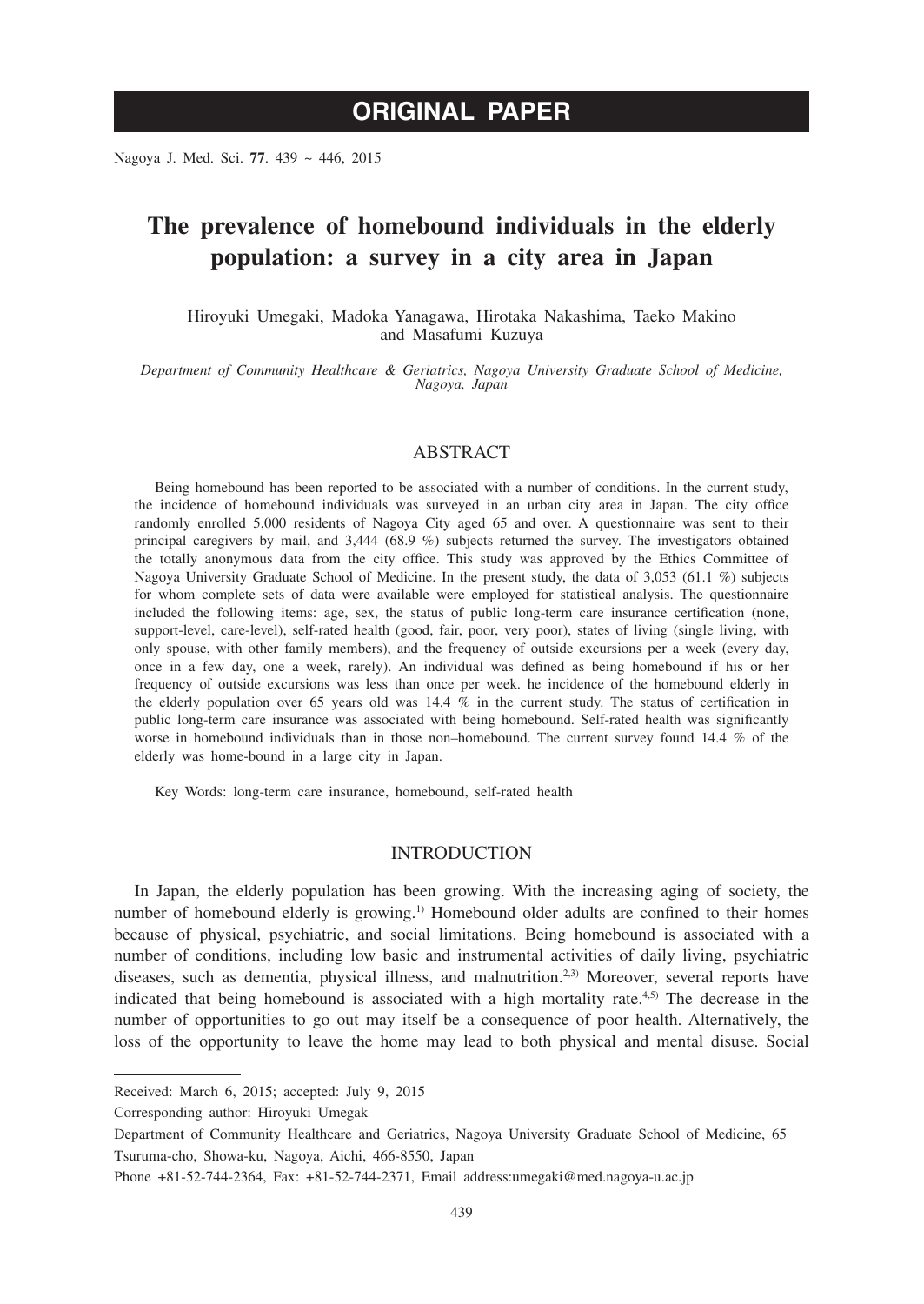# ORIGINAL PAPER

Nagoya J. Med. Sci. **77**. 439 ~ 446, 2015

# The prevalence of homebound individuals in the elderly population: a survey in a city area in Japan

Hiroyuki Umegaki, Madoka Yanagawa, Hirotaka Nakashima, Taeko Makino and Masafumi Kuzuya

*Department of Community Healthcare & Geriatrics, Nagoya University Graduate School of Medicine, Nagoya, Japan*

## ABSTRACT

Being homebound has been reported to be associated with a number of conditions. In the current study, the incidence of homebound individuals was surveyed in an urban city area in Japan. The city office randomly enrolled 5,000 residents of Nagoya City aged 65 and over. A questionnaire was sent to their principal caregivers by mail, and 3,444 (68.9 %) subjects returned the survey. The investigators obtained the totally anonymous data from the city office. This study was approved by the Ethics Committee of Nagoya University Graduate School of Medicine. In the present study, the data of 3,053 (61.1 %) subjects for whom complete sets of data were available were employed for statistical analysis. The questionnaire included the following items: age, sex, the status of public long-term care insurance certification (none, support-level, care-level), self-rated health (good, fair, poor, very poor), states of living (single living, with only spouse, with other family members), and the frequency of outside excursions per a week (every day, once in a few day, one a week, rarely). An individual was defined as being homebound if his or her frequency of outside excursions was less than once per week. he incidence of the homebound elderly in the elderly population over 65 years old was 14.4 % in the current study. The status of certification in public long-term care insurance was associated with being homebound. Self-rated health was significantly worse in homebound individuals than in those non–homebound. The current survey found 14.4 % of the elderly was home-bound in a large city in Japan.

Key Words: long-term care insurance, homebound, self-rated health

## INTRODUCTION

In Japan, the elderly population has been growing. With the increasing aging of society, the number of homebound elderly is growing.[1] Homebound older adults are confined to their homes because of physical, psychiatric, and social limitations. Being homebound is associated with a number of conditions, including low basic and instrumental activities of daily living, psychiatric diseases, such as dementia, physical illness, and malnutrition.[2,3] Moreover, several reports have indicated that being homebound is associated with a high mortality rate.[4,5] The decrease in the number of opportunities to go out may itself be a consequence of poor health. Alternatively, the loss of the opportunity to leave the home may lead to both physical and mental disuse. Social

---

Received: March 6, 2015; accepted: July 9, 2015

Corresponding author: Hiroyuki Umegak

Department of Community Healthcare and Geriatrics, Nagoya University Graduate School of Medicine, 65 Tsuruma-cho, Showa-ku, Nagoya, Aichi, 466-8550, Japan

Phone +81-52-744-2364, Fax: +81-52-744-2371, Email address:umegaki@med.nagoya-u.ac.jp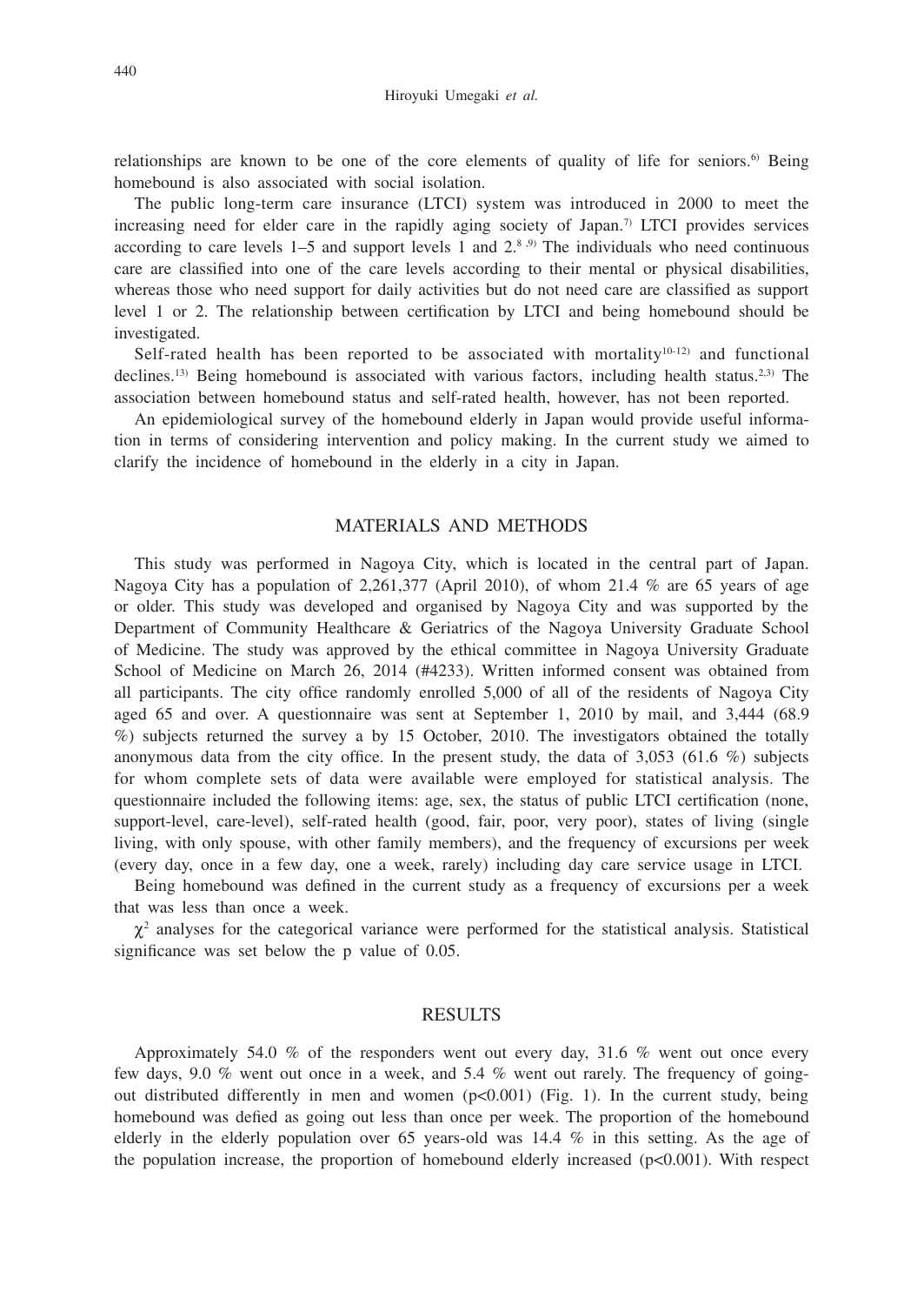relationships are known to be one of the core elements of quality of life for seniors.[6] Being homebound is also associated with social isolation.

The public long-term care insurance (LTCI) system was introduced in 2000 to meet the increasing need for elder care in the rapidly aging society of Japan.[7] LTCI provides services according to care levels 1–5 and support levels 1 and 2.[8,9] The individuals who need continuous care are classified into one of the care levels according to their mental or physical disabilities, whereas those who need support for daily activities but do not need care are classified as support level 1 or 2. The relationship between certification by LTCI and being homebound should be investigated.

Self-rated health has been reported to be associated with mortality[10-12] and functional declines.[13] Being homebound is associated with various factors, including health status.[2,3] The association between homebound status and self-rated health, however, has not been reported.

An epidemiological survey of the homebound elderly in Japan would provide useful information in terms of considering intervention and policy making. In the current study we aimed to clarify the incidence of homebound in the elderly in a city in Japan.

## MATERIALS AND METHODS

This study was performed in Nagoya City, which is located in the central part of Japan. Nagoya City has a population of 2,261,377 (April 2010), of whom 21.4 % are 65 years of age or older. This study was developed and organised by Nagoya City and was supported by the Department of Community Healthcare & Geriatrics of the Nagoya University Graduate School of Medicine. The study was approved by the ethical committee in Nagoya University Graduate School of Medicine on March 26, 2014 (#4233). Written informed consent was obtained from all participants. The city office randomly enrolled 5,000 of all of the residents of Nagoya City aged 65 and over. A questionnaire was sent at September 1, 2010 by mail, and 3,444 (68.9 %) subjects returned the survey a by 15 October, 2010. The investigators obtained the totally anonymous data from the city office. In the present study, the data of 3,053 (61.6 %) subjects for whom complete sets of data were available were employed for statistical analysis. The questionnaire included the following items: age, sex, the status of public LTCI certification (none, support-level, care-level), self-rated health (good, fair, poor, very poor), states of living (single living, with only spouse, with other family members), and the frequency of excursions per week (every day, once in a few day, one a week, rarely) including day care service usage in LTCI.

Being homebound was defined in the current study as a frequency of excursions per a week that was less than once a week.

$\chi^2$ analyses for the categorical variance were performed for the statistical analysis. Statistical significance was set below the p value of 0.05.

## RESULTS

Approximately 54.0 % of the responders went out every day, 31.6 % went out once every few days, 9.0 % went out once in a week, and 5.4 % went out rarely. The frequency of going-out distributed differently in men and women ($p<0.001$) (Fig. 1). In the current study, being homebound was defied as going out less than once per week. The proportion of the homebound elderly in the elderly population over 65 years-old was 14.4 % in this setting. As the age of the population increase, the proportion of homebound elderly increased ($p<0.001$). With respect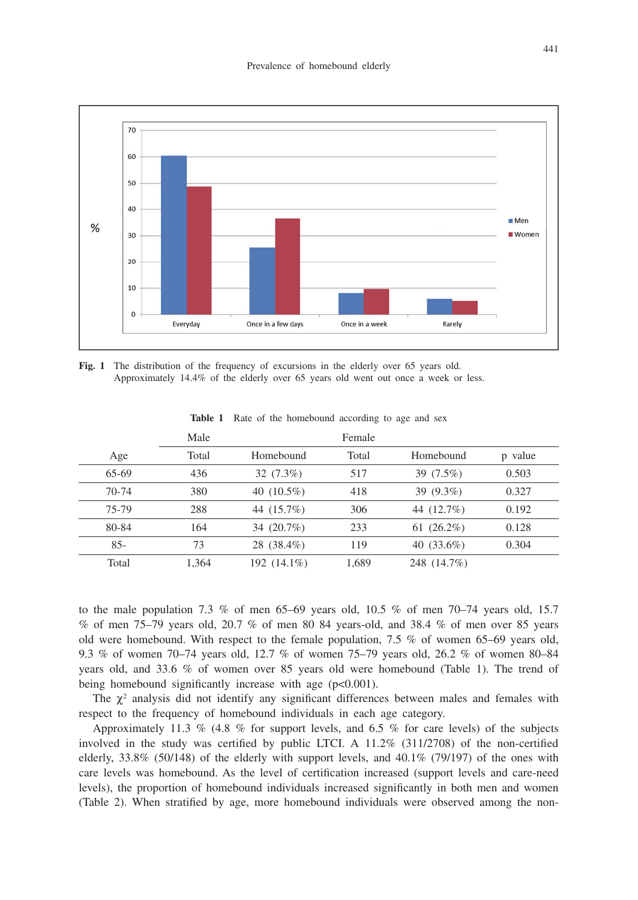**Fig. 1** The distribution of the frequency of excursions in the elderly over 65 years old. Approximately 14.4% of the elderly over 65 years old went out once a week or less.

**Table 1** Rate of the homebound according to age and sex

| | Male | | Female | | |
|---|---|---|---|---|---|
| Age | Total | Homebound | Total | Homebound | p value |
| 65-69 | 436 | 32 (7.3%) | 517 | 39 (7.5%) | 0.503 |
| 70-74 | 380 | 40 (10.5%) | 418 | 39 (9.3%) | 0.327 |
| 75-79 | 288 | 44 (15.7%) | 306 | 44 (12.7%) | 0.192 |
| 80-84 | 164 | 34 (20.7%) | 233 | 61 (26.2%) | 0.128 |
| 85- | 73 | 28 (38.4%) | 119 | 40 (33.6%) | 0.304 |
| Total | 1,364 | 192 (14.1%) | 1,689 | 248 (14.7%) | |

to the male population 7.3 % of men 65–69 years old, 10.5 % of men 70–74 years old, 15.7 % of men 75–79 years old, 20.7 % of men 80 84 years-old, and 38.4 % of men over 85 years old were homebound. With respect to the female population, 7.5 % of women 65–69 years old, 9.3 % of women 70–74 years old, 12.7 % of women 75–79 years old, 26.2 % of women 80–84 years old, and 33.6 % of women over 85 years old were homebound (Table 1). The trend of being homebound significantly increase with age ($p<0.001$).

The $\chi^2$ analysis did not identify any significant differences between males and females with respect to the frequency of homebound individuals in each age category.

Approximately 11.3 % (4.8 % for support levels, and 6.5 % for care levels) of the subjects involved in the study was certified by public LTCI. A 11.2% (311/2708) of the non-certified elderly, 33.8% (50/148) of the elderly with support levels, and 40.1% (79/197) of the ones with care levels was homebound. As the level of certification increased (support levels and care-need levels), the proportion of homebound individuals increased significantly in both men and women (Table 2). When stratified by age, more homebound individuals were observed among the non-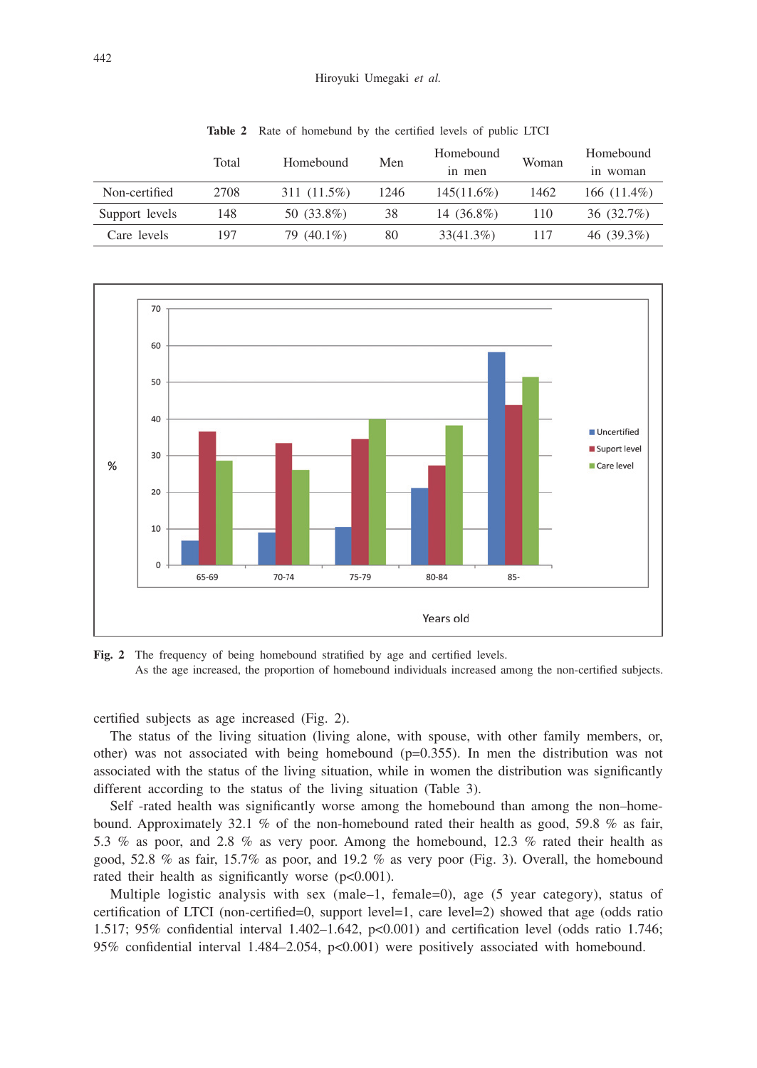Table 2 Rate of homebund by the certified levels of public LTCI

| | Total | Homebound | Men | Homebound in men | Woman | Homebound in woman |
|---|---|---|---|---|---|---|
| Non-certified | 2708 | 311 (11.5%) | 1246 | 145(11.6%) | 1462 | 166 (11.4%) |
| Support levels | 148 | 50 (33.8%) | 38 | 14 (36.8%) | 110 | 36 (32.7%) |
| Care levels | 197 | 79 (40.1%) | 80 | 33(41.3%) | 117 | 46 (39.3%) |

**Fig. 2** The frequency of being homebound stratified by age and certified levels.
As the age increased, the proportion of homebound individuals increased among the non-certified subjects.

certified subjects as age increased (Fig. 2).

The status of the living situation (living alone, with spouse, with other family members, or, other) was not associated with being homebound (p=0.355). In men the distribution was not associated with the status of the living situation, while in women the distribution was significantly different according to the status of the living situation (Table 3).

Self -rated health was significantly worse among the homebound than among the non–homebound. Approximately 32.1 % of the non-homebound rated their health as good, 59.8 % as fair, 5.3 % as poor, and 2.8 % as very poor. Among the homebound, 12.3 % rated their health as good, 52.8 % as fair, 15.7% as poor, and 19.2 % as very poor (Fig. 3). Overall, the homebound rated their health as significantly worse (p<0.001).

Multiple logistic analysis with sex (male–1, female=0), age (5 year category), status of certification of LTCI (non-certified=0, support level=1, care level=2) showed that age (odds ratio 1.517; 95% confidential interval 1.402–1.642, p<0.001) and certification level (odds ratio 1.746; 95% confidential interval 1.484–2.054, p<0.001) were positively associated with homebound.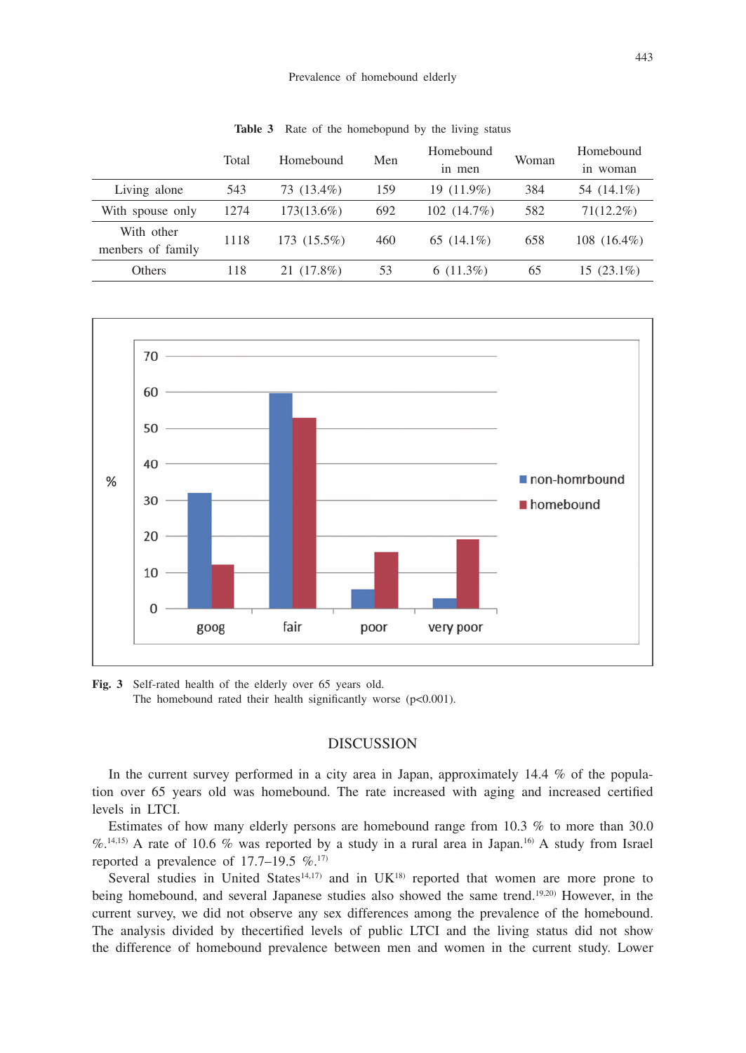**Table 3** Rate of the homebopund by the living status

| | Total | Homebound | Men | Homebound in men | Woman | Homebound in woman |
|---|---|---|---|---|---|---|
| Living alone | 543 | 73 (13.4%) | 159 | 19 (11.9%) | 384 | 54 (14.1%) |
| With spouse only | 1274 | 173(13.6%) | 692 | 102 (14.7%) | 582 | 71(12.2%) |
| With other menbers of family | 1118 | 173 (15.5%) | 460 | 65 (14.1%) | 658 | 108 (16.4%) |
| Others | 118 | 21 (17.8%) | 53 | 6 (11.3%) | 65 | 15 (23.1%) |

**Fig. 3** Self-rated health of the elderly over 65 years old.
The homebound rated their health significantly worse ($p<0.001$).

## DISCUSSION

In the current survey performed in a city area in Japan, approximately 14.4 % of the population over 65 years old was homebound. The rate increased with aging and increased certified levels in LTCI.

Estimates of how many elderly persons are homebound range from 10.3 % to more than 30.0 %.[14,15] A rate of 10.6 % was reported by a study in a rural area in Japan.[16] A study from Israel reported a prevalence of 17.7–19.5 %.[17]

Several studies in United States[14,17] and in UK[18] reported that women are more prone to being homebound, and several Japanese studies also showed the same trend.[19,20] However, in the current survey, we did not observe any sex differences among the prevalence of the homebound. The analysis divided by thecertified levels of public LTCI and the living status did not show the difference of homebound prevalence between men and women in the current study. Lower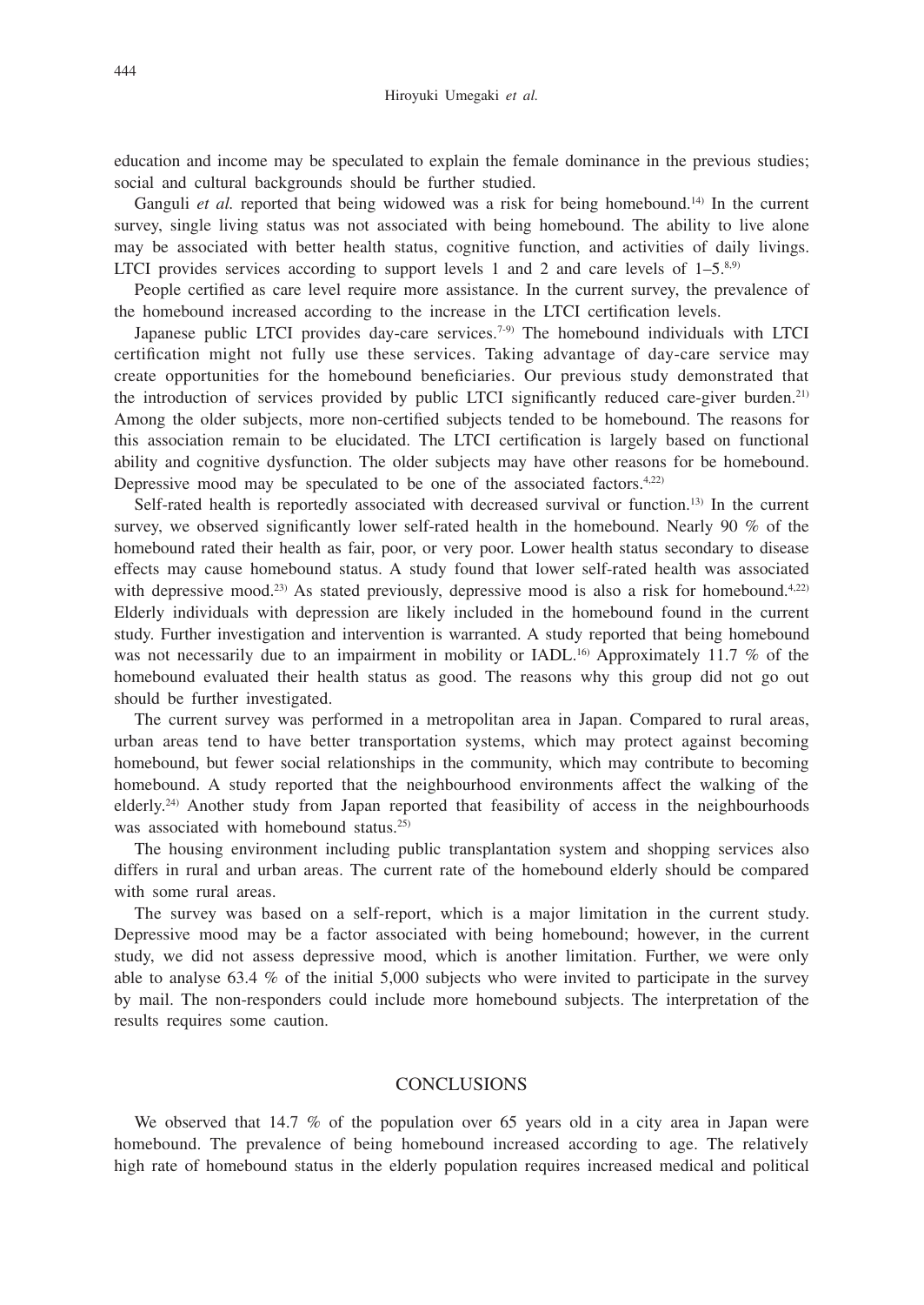education and income may be speculated to explain the female dominance in the previous studies; social and cultural backgrounds should be further studied.

Ganguli *et al.* reported that being widowed was a risk for being homebound.[14] In the current survey, single living status was not associated with being homebound. The ability to live alone may be associated with better health status, cognitive function, and activities of daily livings. LTCI provides services according to support levels 1 and 2 and care levels of 1–5.[8,9]

People certified as care level require more assistance. In the current survey, the prevalence of the homebound increased according to the increase in the LTCI certification levels.

Japanese public LTCI provides day-care services.[7-9] The homebound individuals with LTCI certification might not fully use these services. Taking advantage of day-care service may create opportunities for the homebound beneficiaries. Our previous study demonstrated that the introduction of services provided by public LTCI significantly reduced care-giver burden.[21] Among the older subjects, more non-certified subjects tended to be homebound. The reasons for this association remain to be elucidated. The LTCI certification is largely based on functional ability and cognitive dysfunction. The older subjects may have other reasons for be homebound. Depressive mood may be speculated to be one of the associated factors.[4,22]

Self-rated health is reportedly associated with decreased survival or function.[13] In the current survey, we observed significantly lower self-rated health in the homebound. Nearly 90 % of the homebound rated their health as fair, poor, or very poor. Lower health status secondary to disease effects may cause homebound status. A study found that lower self-rated health was associated with depressive mood.[23] As stated previously, depressive mood is also a risk for homebound.[4,22] Elderly individuals with depression are likely included in the homebound found in the current study. Further investigation and intervention is warranted. A study reported that being homebound was not necessarily due to an impairment in mobility or IADL.[16] Approximately 11.7 % of the homebound evaluated their health status as good. The reasons why this group did not go out should be further investigated.

The current survey was performed in a metropolitan area in Japan. Compared to rural areas, urban areas tend to have better transportation systems, which may protect against becoming homebound, but fewer social relationships in the community, which may contribute to becoming homebound. A study reported that the neighbourhood environments affect the walking of the elderly.[24] Another study from Japan reported that feasibility of access in the neighbourhoods was associated with homebound status.[25]

The housing environment including public transplantation system and shopping services also differs in rural and urban areas. The current rate of the homebound elderly should be compared with some rural areas.

The survey was based on a self-report, which is a major limitation in the current study. Depressive mood may be a factor associated with being homebound; however, in the current study, we did not assess depressive mood, which is another limitation. Further, we were only able to analyse 63.4 % of the initial 5,000 subjects who were invited to participate in the survey by mail. The non-responders could include more homebound subjects. The interpretation of the results requires some caution.

## CONCLUSIONS

We observed that 14.7 % of the population over 65 years old in a city area in Japan were homebound. The prevalence of being homebound increased according to age. The relatively high rate of homebound status in the elderly population requires increased medical and political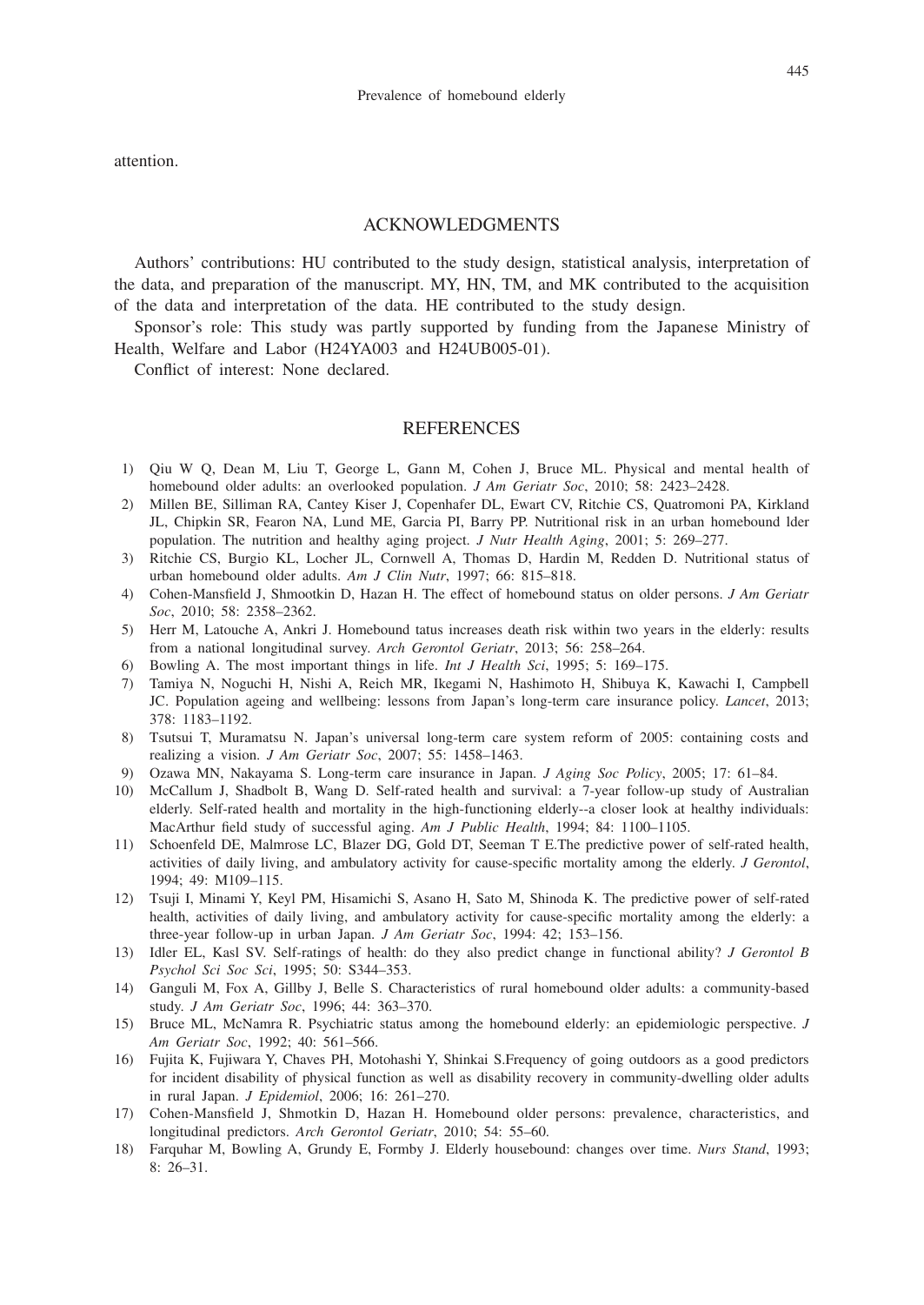attention.

## ACKNOWLEDGMENTS

Authors' contributions: HU contributed to the study design, statistical analysis, interpretation of the data, and preparation of the manuscript. MY, HN, TM, and MK contributed to the acquisition of the data and interpretation of the data. HE contributed to the study design.

Sponsor's role: This study was partly supported by funding from the Japanese Ministry of Health, Welfare and Labor (H24YA003 and H24UB005-01).

Conflict of interest: None declared.

## REFERENCES

1) Qiu W Q, Dean M, Liu T, George L, Gann M, Cohen J, Bruce ML. Physical and mental health of homebound older adults: an overlooked population. *J Am Geriatr Soc*, 2010; 58: 2423–2428.
2) Millen BE, Silliman RA, Cantey Kiser J, Copenhafer DL, Ewart CV, Ritchie CS, Quatromoni PA, Kirkland JL, Chipkin SR, Fearon NA, Lund ME, Garcia PI, Barry PP. Nutritional risk in an urban homebound lder population. The nutrition and healthy aging project. *J Nutr Health Aging*, 2001; 5: 269–277.
3) Ritchie CS, Burgio KL, Locher JL, Cornwell A, Thomas D, Hardin M, Redden D. Nutritional status of urban homebound older adults. *Am J Clin Nutr*, 1997; 66: 815–818.
4) Cohen-Mansfield J, Shmootkin D, Hazan H. The effect of homebound status on older persons. *J Am Geriatr Soc*, 2010; 58: 2358–2362.
5) Herr M, Latouche A, Ankri J. Homebound tatus increases death risk within two years in the elderly: results from a national longitudinal survey. *Arch Gerontol Geriatr*, 2013; 56: 258–264.
6) Bowling A. The most important things in life. *Int J Health Sci*, 1995; 5: 169–175.
7) Tamiya N, Noguchi H, Nishi A, Reich MR, Ikegami N, Hashimoto H, Shibuya K, Kawachi I, Campbell JC. Population ageing and wellbeing: lessons from Japan's long-term care insurance policy. *Lancet*, 2013; 378: 1183–1192.
8) Tsutsui T, Muramatsu N. Japan's universal long-term care system reform of 2005: containing costs and realizing a vision. *J Am Geriatr Soc*, 2007; 55: 1458–1463.
9) Ozawa MN, Nakayama S. Long-term care insurance in Japan. *J Aging Soc Policy*, 2005; 17: 61–84.
10) McCallum J, Shadbolt B, Wang D. Self-rated health and survival: a 7-year follow-up study of Australian elderly. Self-rated health and mortality in the high-functioning elderly--a closer look at healthy individuals: MacArthur field study of successful aging. *Am J Public Health*, 1994; 84: 1100–1105.
11) Schoenfeld DE, Malmrose LC, Blazer DG, Gold DT, Seeman T E.The predictive power of self-rated health, activities of daily living, and ambulatory activity for cause-specific mortality among the elderly. *J Gerontol*, 1994; 49: M109–115.
12) Tsuji I, Minami Y, Keyl PM, Hisamichi S, Asano H, Sato M, Shinoda K. The predictive power of self-rated health, activities of daily living, and ambulatory activity for cause-specific mortality among the elderly: a three-year follow-up in urban Japan. *J Am Geriatr Soc*, 1994: 42; 153–156.
13) Idler EL, Kasl SV. Self-ratings of health: do they also predict change in functional ability? *J Gerontol B Psychol Sci Soc Sci*, 1995; 50: S344–353.
14) Ganguli M, Fox A, Gillby J, Belle S. Characteristics of rural homebound older adults: a community-based study. *J Am Geriatr Soc*, 1996; 44: 363–370.
15) Bruce ML, McNamra R. Psychiatric status among the homebound elderly: an epidemiologic perspective. *J Am Geriatr Soc*, 1992; 40: 561–566.
16) Fujita K, Fujiwara Y, Chaves PH, Motohashi Y, Shinkai S.Frequency of going outdoors as a good predictors for incident disability of physical function as well as disability recovery in community-dwelling older adults in rural Japan. *J Epidemiol*, 2006; 16: 261–270.
17) Cohen-Mansfield J, Shmotkin D, Hazan H. Homebound older persons: prevalence, characteristics, and longitudinal predictors. *Arch Gerontol Geriatr*, 2010; 54: 55–60.
18) Farquhar M, Bowling A, Grundy E, Formby J. Elderly housebound: changes over time. *Nurs Stand*, 1993; 8: 26–31.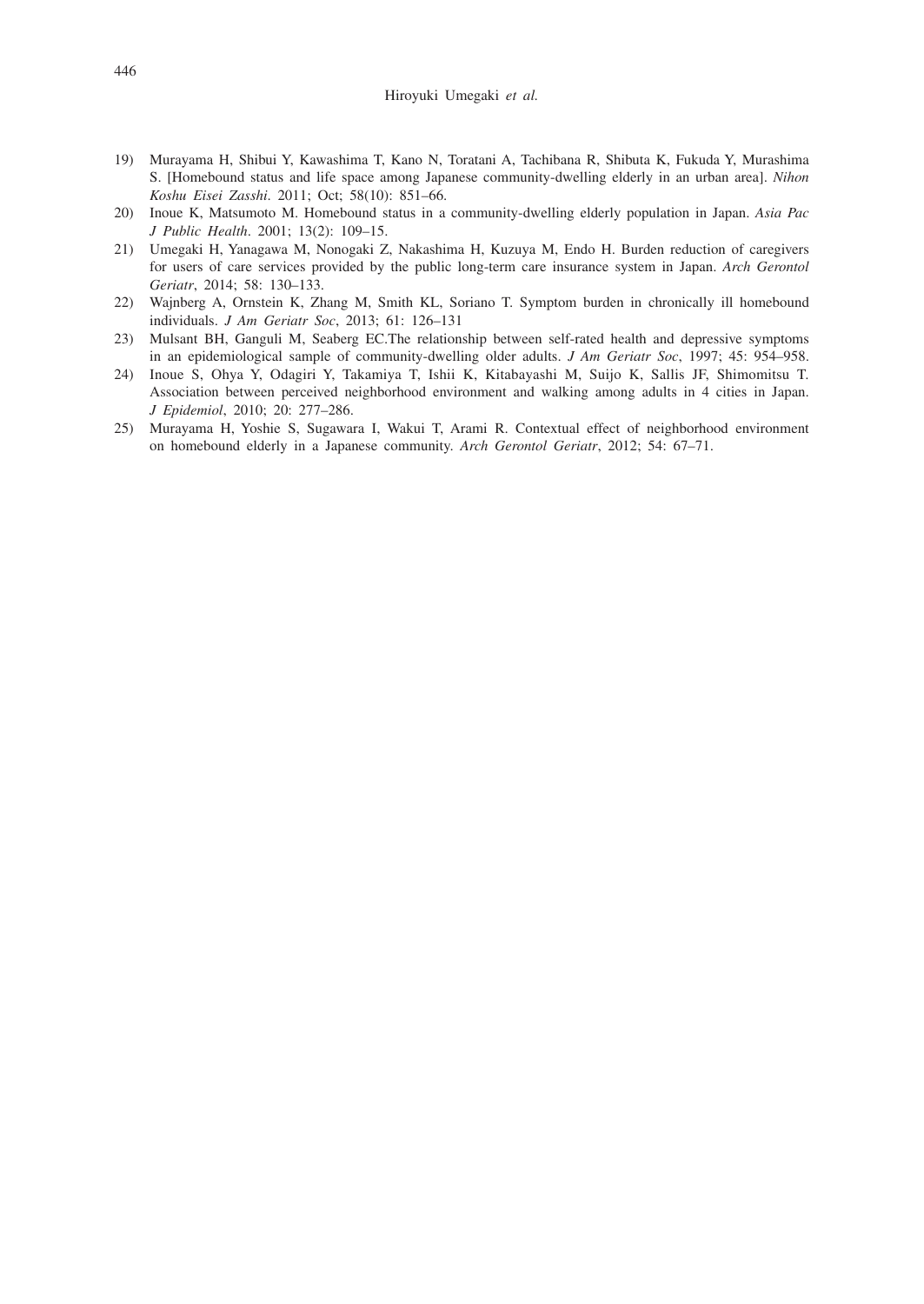19) Murayama H, Shibui Y, Kawashima T, Kano N, Toratani A, Tachibana R, Shibuta K, Fukuda Y, Murashima S. [Homebound status and life space among Japanese community-dwelling elderly in an urban area]. *Nihon Koshu Eisei Zasshi*. 2011; Oct; 58(10): 851–66.
20) Inoue K, Matsumoto M. Homebound status in a community-dwelling elderly population in Japan. *Asia Pac J Public Health*. 2001; 13(2): 109–15.
21) Umegaki H, Yanagawa M, Nonogaki Z, Nakashima H, Kuzuya M, Endo H. Burden reduction of caregivers for users of care services provided by the public long-term care insurance system in Japan. *Arch Gerontol Geriatr*, 2014; 58: 130–133.
22) Wajnberg A, Ornstein K, Zhang M, Smith KL, Soriano T. Symptom burden in chronically ill homebound individuals. *J Am Geriatr Soc*, 2013; 61: 126–131
23) Mulsant BH, Ganguli M, Seaberg EC.The relationship between self-rated health and depressive symptoms in an epidemiological sample of community-dwelling older adults. *J Am Geriatr Soc*, 1997; 45: 954–958.
24) Inoue S, Ohya Y, Odagiri Y, Takamiya T, Ishii K, Kitabayashi M, Suijo K, Sallis JF, Shimomitsu T. Association between perceived neighborhood environment and walking among adults in 4 cities in Japan. *J Epidemiol*, 2010; 20: 277–286.
25) Murayama H, Yoshie S, Sugawara I, Wakui T, Arami R. Contextual effect of neighborhood environment on homebound elderly in a Japanese community. *Arch Gerontol Geriatr*, 2012; 54: 67–71.